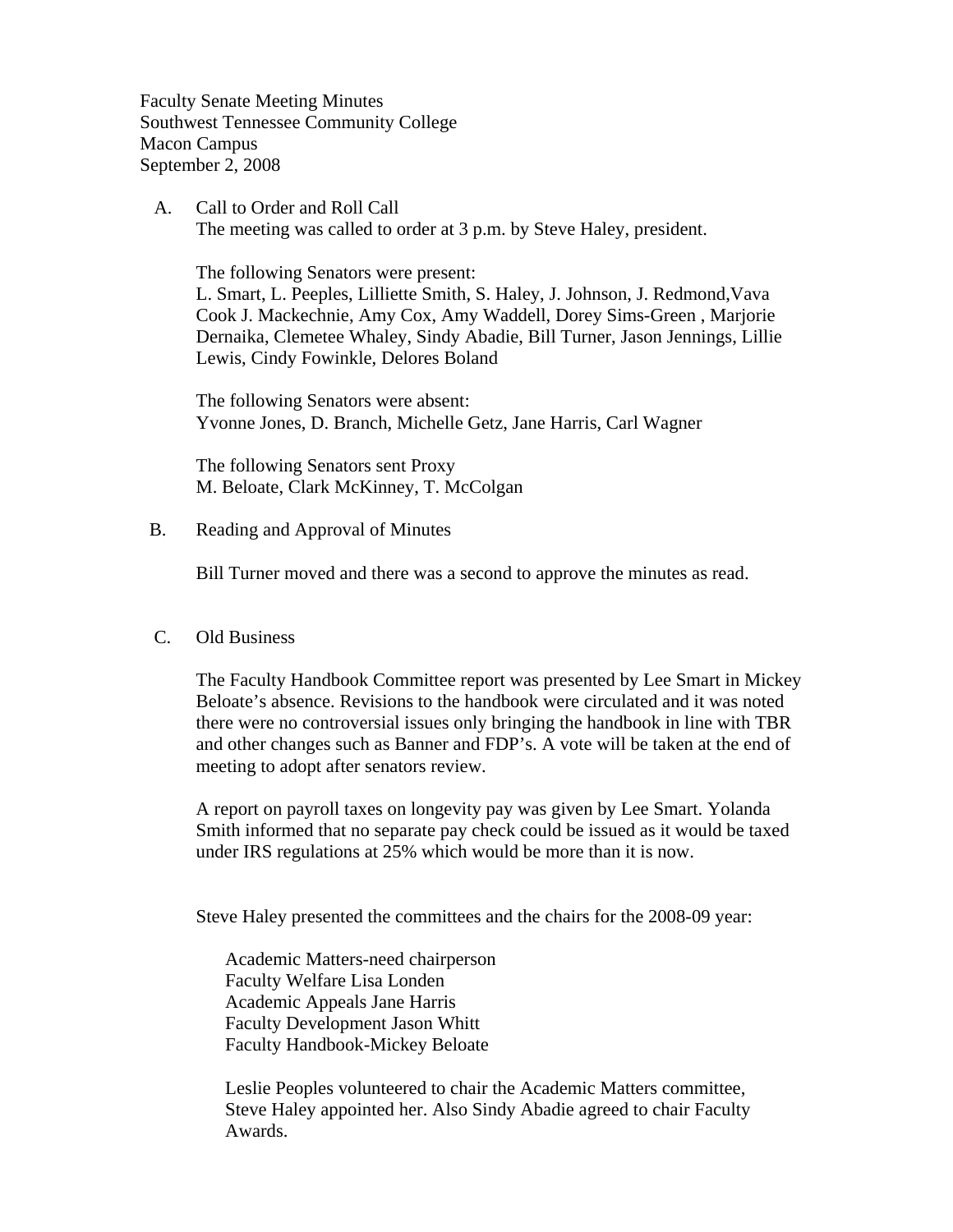Faculty Senate Meeting Minutes
Southwest Tennessee Community College
Macon Campus
September 2, 2008

A. Call to Order and Roll Call

The meeting was called to order at 3 p.m. by Steve Haley, president.

The following Senators were present:
L. Smart, L. Peeples, Lilliette Smith, S. Haley, J. Johnson, J. Redmond,Vava Cook J. Mackechnie, Amy Cox, Amy Waddell, Dorey Sims-Green , Marjorie Dernaika, Clemetee Whaley, Sindy Abadie, Bill Turner, Jason Jennings, Lillie Lewis, Cindy Fowinkle, Delores Boland

The following Senators were absent:
Yvonne Jones, D. Branch, Michelle Getz, Jane Harris, Carl Wagner

The following Senators sent Proxy
M. Beloate, Clark McKinney, T. McColgan

B. Reading and Approval of Minutes

Bill Turner moved and there was a second to approve the minutes as read.

C. Old Business

The Faculty Handbook Committee report was presented by Lee Smart in Mickey Beloate's absence. Revisions to the handbook were circulated and it was noted there were no controversial issues only bringing the handbook in line with TBR and other changes such as Banner and FDP's. A vote will be taken at the end of meeting to adopt after senators review.

A report on payroll taxes on longevity pay was given by Lee Smart. Yolanda Smith informed that no separate pay check could be issued as it would be taxed under IRS regulations at 25% which would be more than it is now.

Steve Haley presented the committees and the chairs for the 2008-09 year:

Academic Matters-need chairperson
Faculty Welfare Lisa Londen
Academic Appeals Jane Harris
Faculty Development Jason Whitt
Faculty Handbook-Mickey Beloate

Leslie Peoples volunteered to chair the Academic Matters committee, Steve Haley appointed her. Also Sindy Abadie agreed to chair Faculty Awards.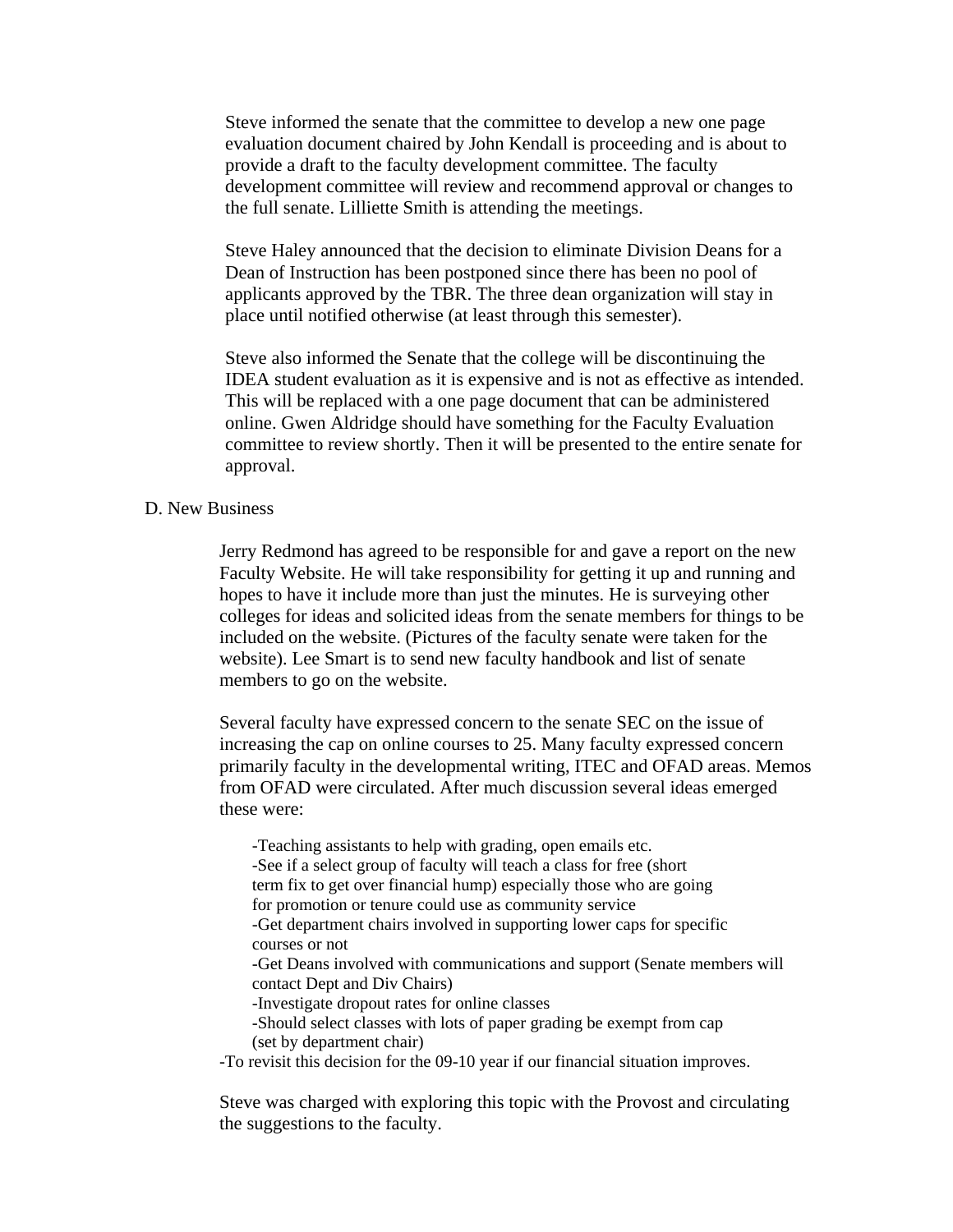Steve informed the senate that the committee to develop a new one page evaluation document chaired by John Kendall is proceeding and is about to provide a draft to the faculty development committee. The faculty development committee will review and recommend approval or changes to the full senate. Lilliette Smith is attending the meetings.

Steve Haley announced that the decision to eliminate Division Deans for a Dean of Instruction has been postponed since there has been no pool of applicants approved by the TBR. The three dean organization will stay in place until notified otherwise (at least through this semester).

Steve also informed the Senate that the college will be discontinuing the IDEA student evaluation as it is expensive and is not as effective as intended. This will be replaced with a one page document that can be administered online. Gwen Aldridge should have something for the Faculty Evaluation committee to review shortly. Then it will be presented to the entire senate for approval.

D. New Business

Jerry Redmond has agreed to be responsible for and gave a report on the new Faculty Website. He will take responsibility for getting it up and running and hopes to have it include more than just the minutes. He is surveying other colleges for ideas and solicited ideas from the senate members for things to be included on the website. (Pictures of the faculty senate were taken for the website). Lee Smart is to send new faculty handbook and list of senate members to go on the website.

Several faculty have expressed concern to the senate SEC on the issue of increasing the cap on online courses to 25. Many faculty expressed concern primarily faculty in the developmental writing, ITEC and OFAD areas. Memos from OFAD were circulated. After much discussion several ideas emerged these were:

-Teaching assistants to help with grading, open emails etc.
-See if a select group of faculty will teach a class for free (short term fix to get over financial hump) especially those who are going for promotion or tenure could use as community service
-Get department chairs involved in supporting lower caps for specific courses or not
-Get Deans involved with communications and support (Senate members will contact Dept and Div Chairs)
-Investigate dropout rates for online classes
-Should select classes with lots of paper grading be exempt from cap (set by department chair)
-To revisit this decision for the 09-10 year if our financial situation improves.

Steve was charged with exploring this topic with the Provost and circulating the suggestions to the faculty.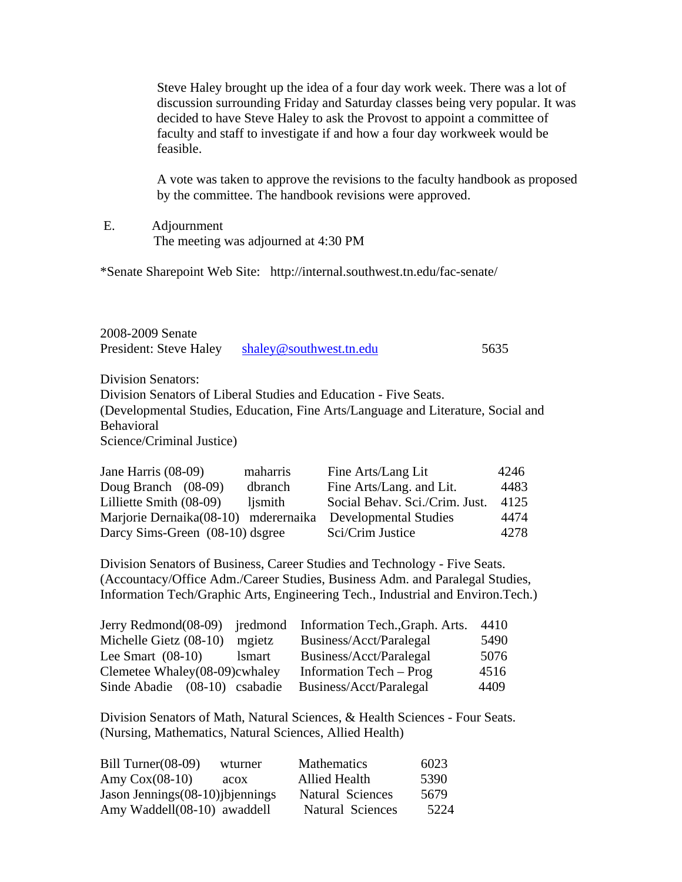Steve Haley brought up the idea of a four day work week. There was a lot of discussion surrounding Friday and Saturday classes being very popular. It was decided to have Steve Haley to ask the Provost to appoint a committee of faculty and staff to investigate if and how a four day workweek would be feasible.

A vote was taken to approve the revisions to the faculty handbook as proposed by the committee. The handbook revisions were approved.

E. Adjournment
The meeting was adjourned at 4:30 PM

*Senate Sharepoint Web Site: http://internal.southwest.tn.edu/fac-senate/

2008-2009 Senate
President: Steve Haley shaley@southwest.tn.edu 5635

Division Senators:
Division Senators of Liberal Studies and Education - Five Seats.
(Developmental Studies, Education, Fine Arts/Language and Literature, Social and Behavioral
Science/Criminal Justice)

| | | | |
|---|---|---|---|
| Jane Harris (08-09) | maharris | Fine Arts/Lang Lit | 4246 |
| Doug Branch (08-09) | dbranch | Fine Arts/Lang. and Lit. | 4483 |
| Lilliette Smith (08-09) | ljsmith | Social Behav. Sci./Crim. Just. | 4125 |
| Marjorie Dernaika(08-10) | mderernaika | Developmental Studies | 4474 |
| Darcy Sims-Green (08-10) | dsgree | Sci/Crim Justice | 4278 |

Division Senators of Business, Career Studies and Technology - Five Seats.
(Accountacy/Office Adm./Career Studies, Business Adm. and Paralegal Studies, Information Tech/Graphic Arts, Engineering Tech., Industrial and Environ.Tech.)

| | | | |
|---|---|---|---|
| Jerry Redmond(08-09) | jredmond | Information Tech.,Graph. Arts. | 4410 |
| Michelle Gietz (08-10) | mgietz | Business/Acct/Paralegal | 5490 |
| Lee Smart (08-10) | lsmart | Business/Acct/Paralegal | 5076 |
| Clemetee Whaley(08-09) | cwhaley | Information Tech – Prog | 4516 |
| Sinde Abadie (08-10) | csabadie | Business/Acct/Paralegal | 4409 |

Division Senators of Math, Natural Sciences, & Health Sciences - Four Seats.
(Nursing, Mathematics, Natural Sciences, Allied Health)

| | | | |
|---|---|---|---|
| Bill Turner(08-09) | wturner | Mathematics | 6023 |
| Amy Cox(08-10) | acox | Allied Health | 5390 |
| Jason Jennings(08-10) | jbjennings | Natural Sciences | 5679 |
| Amy Waddell(08-10) | awaddell | Natural Sciences | 5224 |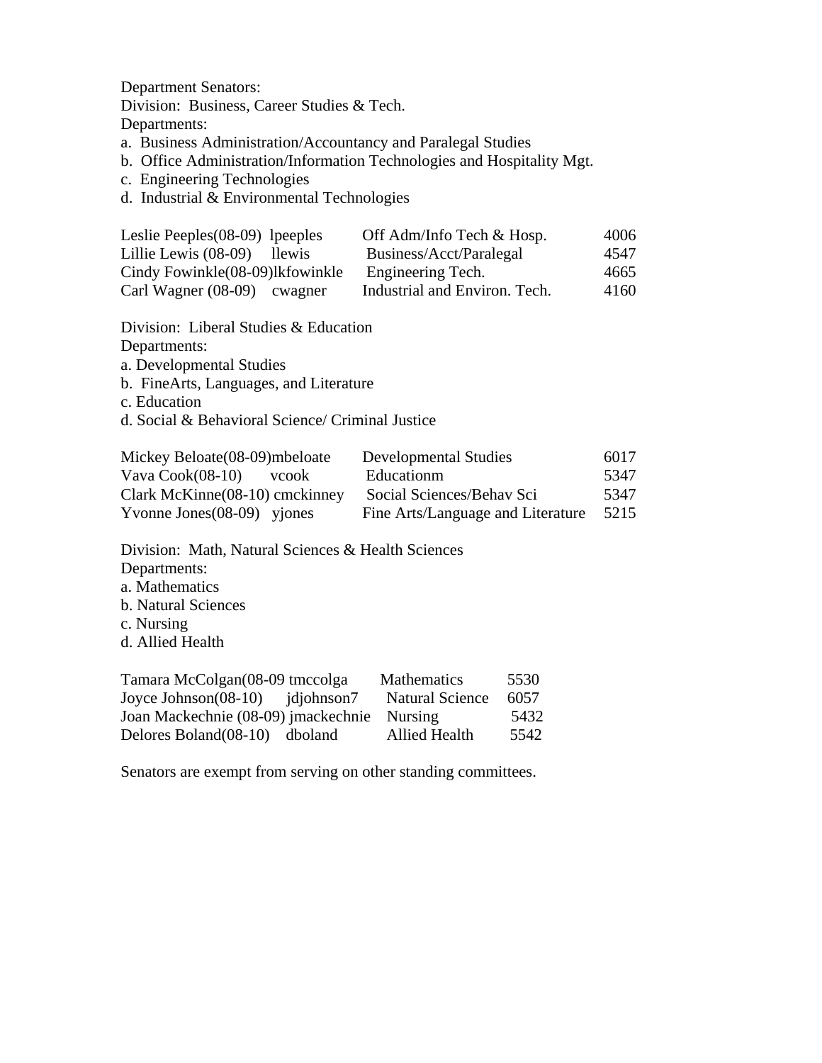Department Senators:
Division: Business, Career Studies & Tech.
Departments:
a. Business Administration/Accountancy and Paralegal Studies
b. Office Administration/Information Technologies and Hospitality Mgt.
c. Engineering Technologies
d. Industrial & Environmental Technologies

| | | | |
|---|---|---|---|
| Leslie Peeples(08-09) | lpeeples | Off Adm/Info Tech & Hosp. | 4006 |
| Lillie Lewis (08-09) | llewis | Business/Acct/Paralegal | 4547 |
| Cindy Fowinkle(08-09) | lkfowinkle | Engineering Tech. | 4665 |
| Carl Wagner (08-09) | cwagner | Industrial and Environ. Tech. | 4160 |

Division: Liberal Studies & Education
Departments:
a. Developmental Studies
b. FineArts, Languages, and Literature
c. Education
d. Social & Behavioral Science/ Criminal Justice

| | | | |
|---|---|---|---|
| Mickey Beloate(08-09) | mbeloate | Developmental Studies | 6017 |
| Vava Cook(08-10) | vcook | Educationm | 5347 |
| Clark McKinne(08-10) | cmckinney | Social Sciences/Behav Sci | 5347 |
| Yvonne Jones(08-09) | yjones | Fine Arts/Language and Literature | 5215 |

Division: Math, Natural Sciences & Health Sciences
Departments:
a. Mathematics
b. Natural Sciences
c. Nursing
d. Allied Health

| | | | |
|---|---|---|---|
| Tamara McColgan(08-09 | tmccolga | Mathematics | 5530 |
| Joyce Johnson(08-10) | jdjohnson7 | Natural Science | 6057 |
| Joan Mackechnie (08-09) | jmackechnie | Nursing | 5432 |
| Delores Boland(08-10) | dboland | Allied Health | 5542 |

Senators are exempt from serving on other standing committees.